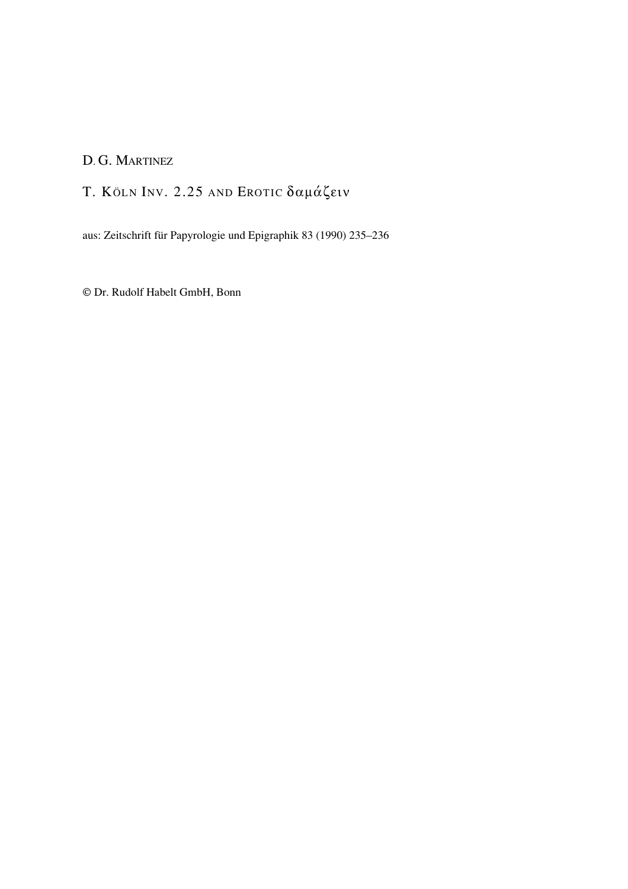D. G. Martinez

# T. Köln Inv. 2.25 and Erotic δαμάζειν

aus: Zeitschrift für Papyrologie und Epigraphik 83 (1990) 235–236

© Dr. Rudolf Habelt GmbH, Bonn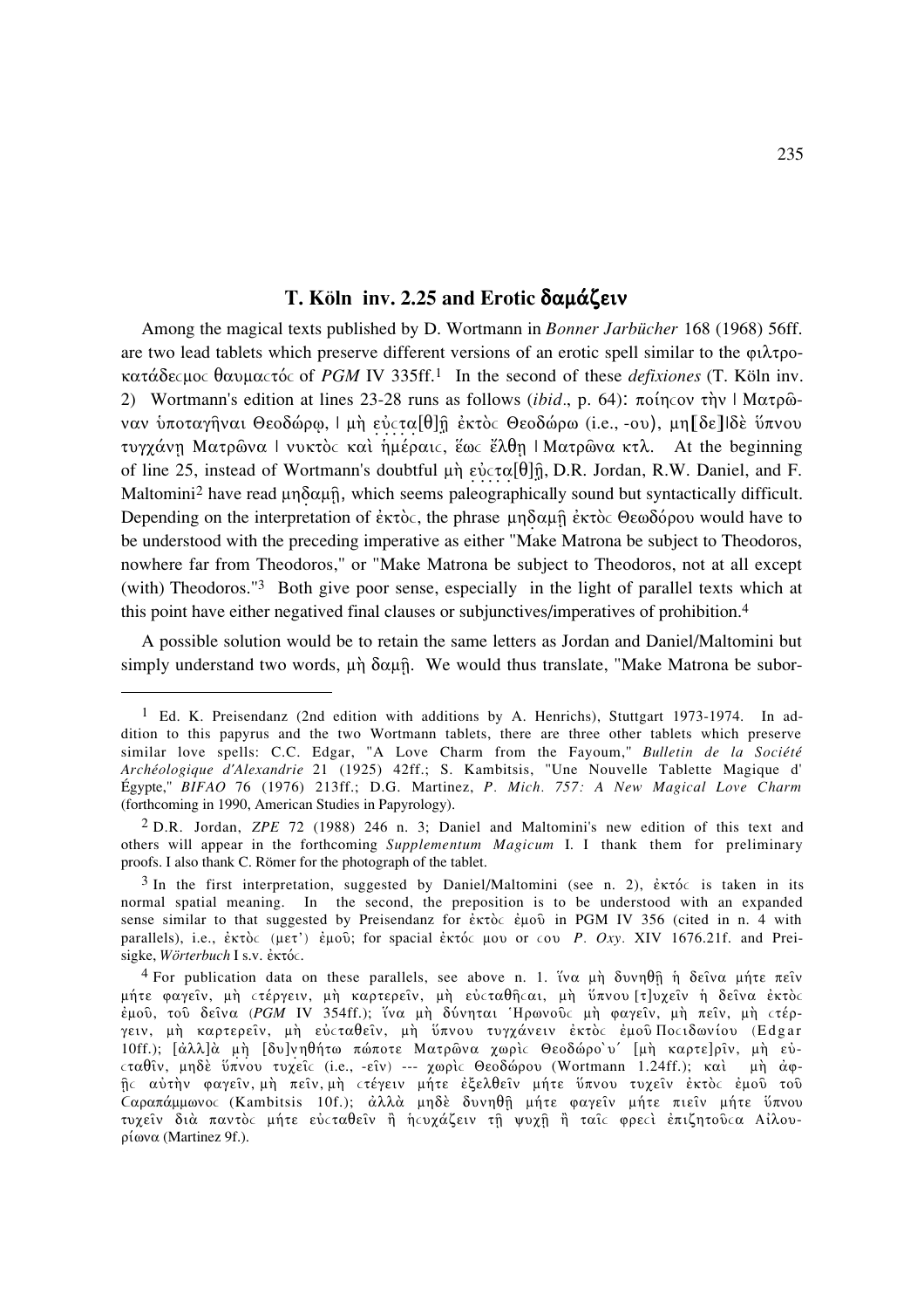## T. Köln inv. 2.25 and Erotic δαμάζειν

Among the magical texts published by D. Wortmann in *Bonner Jarbücher* 168 (1968) 56ff. are two lead tablets which preserve different versions of an erotic spell similar to the φιλτροκατάδεϲμοϲ θαυμαϲτόϲ of *PGM* IV 335ff.[1] In the second of these *defixiones* (T. Köln inv. 2) Wortmann's edition at lines 23-28 runs as follows (*ibid*., p. 64): ποίηϲον τὴν | Ματρῶναν ὑποταγῆναι Θεοδώρῳ, | μὴ εὐ̣ϲ̣τ̣α̣[θ]ῇ ἐκτὸϲ Θεοδώρω (i.e., -ου), μη[δε]|δὲ ὕπνου τυγχάνῃ Ματρῶνα | νυκτὸϲ καὶ ἡμέραιϲ, ἕωϲ ἔλθῃ | Ματρῶνα κτλ. At the beginning of line 25, instead of Wortmann's doubtful μὴ εὐ̣ϲ̣τ̣α̣[θ]ῇ, D.R. Jordan, R.W. Daniel, and F. Maltomini[2] have read μηδ̣αμῇ, which seems paleographically sound but syntactically difficult. Depending on the interpretation of ἐκτὸϲ, the phrase μηδ̣αμῇ ἐκτὸϲ Θεωδόρου would have to be understood with the preceding imperative as either "Make Matrona be subject to Theodoros, nowhere far from Theodoros," or "Make Matrona be subject to Theodoros, not at all except (with) Theodoros."[3] Both give poor sense, especially in the light of parallel texts which at this point have either negatived final clauses or subjunctives/imperatives of prohibition.[4]

A possible solution would be to retain the same letters as Jordan and Daniel/Maltomini but simply understand two words, μὴ δαμῇ. We would thus translate, "Make Matrona be subor-

---

[1] Ed. K. Preisendanz (2nd edition with additions by A. Henrichs), Stuttgart 1973-1974. In addition to this papyrus and the two Wortmann tablets, there are three other tablets which preserve similar love spells: C.C. Edgar, "A Love Charm from the Fayoum," *Bulletin de la Société Archéologique d'Alexandrie* 21 (1925) 42ff.; S. Kambitsis, "Une Nouvelle Tablette Magique d' Égypte," *BIFAO* 76 (1976) 213ff.; D.G. Martinez, *P. Mich. 757: A New Magical Love Charm* (forthcoming in 1990, American Studies in Papyrology).

[2] D.R. Jordan, *ZPE* 72 (1988) 246 n. 3; Daniel and Maltomini's new edition of this text and others will appear in the forthcoming *Supplementum Magicum* I. I thank them for preliminary proofs. I also thank C. Römer for the photograph of the tablet.

[3] In the first interpretation, suggested by Daniel/Maltomini (see n. 2), ἐκτόϲ is taken in its normal spatial meaning. In the second, the preposition is to be understood with an expanded sense similar to that suggested by Preisendanz for ἐκτὸϲ ἐμοῦ in PGM IV 356 (cited in n. 4 with parallels), i.e., ἐκτὸϲ (μετ') ἐμοῦ; for spacial ἐκτόϲ μου or ϲου *P. Oxy.* XIV 1676.21f. and Preisigke, *Wörterbuch* I s.v. ἐκτόϲ.

[4] For publication data on these parallels, see above n. 1. ἵνα μὴ δυνηθῇ ἡ δεῖνα μήτε πεῖν μήτε φαγεῖν, μὴ ϲτέργειν, μὴ καρτερεῖν, μὴ εὐϲταθῆϲαι, μὴ ὕπνου [τ]υχεῖν ἡ δεῖνα ἐκτὸϲ ἐμοῦ, τοῦ δεῖνα (*PGM* IV 354ff.); ἵνα μὴ δύνηται Ἡρωνοῦϲ μὴ φαγεῖν, μὴ πεῖν, μὴ ϲτέργειν, μὴ καρτερεῖν, μὴ εὐϲταθεῖν, μὴ ὕπνου τυγχάνειν ἐκτὸϲ ἐμοῦ Ποϲιδωνίου (Edgar 10ff.); [ἀλλ]ὰ μὴ [δυ]νηθήτω πώποτε Ματρῶνα χωρὶϲ Θεοδώρο`υ´ [μὴ καρτε]ρῖν, μὴ εὐϲταθῖν, μηδὲ ὕπνου τυχεῖϲ (i.e., -εῖν) --- χωρὶϲ Θεοδώρου (Wortmann 1.24ff.); καὶ μὴ ἀφῇϲ αὐτὴν φαγεῖν, μὴ πεῖν, μὴ ϲτέγειν μήτε ἐξελθεῖν μήτε ὕπνου τυχεῖν ἐκτὸϲ ἐμοῦ τοῦ Ϲαραπάμμωνοϲ (Kambitsis 10f.); ἀλλὰ μηδὲ δυνηθῇ μήτε φαγεῖν μήτε πιεῖν μήτε ὕπνου τυχεῖν διὰ παντὸϲ μήτε εὐϲταθεῖν ἢ ἡϲυχάζειν τῇ ψυχῇ ἢ ταῖϲ φρεϲὶ ἐπιζητοῦϲα Αἰλουρίωνα (Martinez 9f.).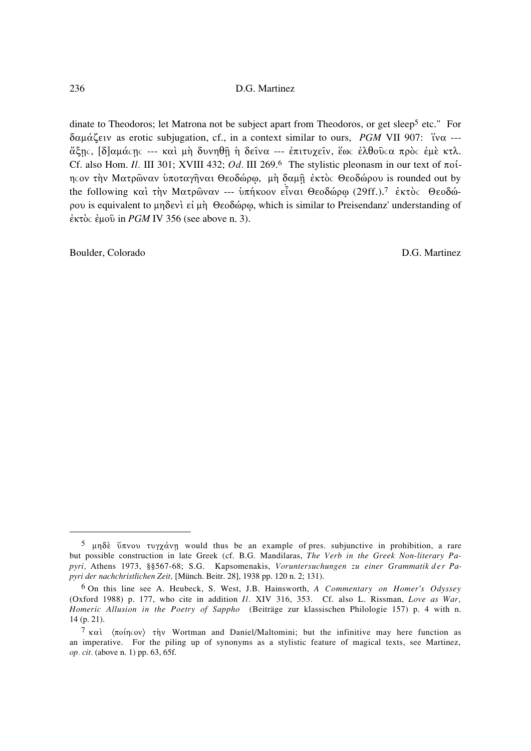dinate to Theodoros; let Matrona not be subject apart from Theodoros, or get sleep[5] etc." For δαμάζειν as erotic subjugation, cf., in a context similar to ours, *PGM* VII 907: ἵνα --- ἄξῃϲ, [δ]αμάϲῃϲ --- καὶ μὴ δυνηθῇ ἡ δεῖνα --- ἐπιτυχεῖν, ἕωϲ ἐλθοῦϲα πρὸϲ ἐμὲ κτλ. Cf. also Hom. *Il.* III 301; XVIII 432; *Od.* III 269.[6] The stylistic pleonasm in our text of ποίηϲον τὴν Ματρῶναν ὑποταγῆναι Θεοδώρῳ, μὴ δαμῇ ἐκτὸϲ Θεοδώρου is rounded out by the following καὶ τὴν Ματρῶναν --- ὑπήκοον εἶναι Θεοδώρῳ (29ff.).[7] ἐκτὸϲ Θεοδώρου is equivalent to μηδενὶ εἰ μὴ Θεοδώρῳ, which is similar to Preisendanz' understanding of ἐκτὸϲ ἐμοῦ in *PGM* IV 356 (see above n. 3).

Boulder, Colorado D.G. Martinez

---

[5] μηδὲ ὕπνου τυγχάνῃ would thus be an example of pres. subjunctive in prohibition, a rare but possible construction in late Greek (cf. B.G. Mandilaras, *The Verb in the Greek Non-literary Papyri,* Athens 1973, §§567-68; S.G. Kapsomenakis, *Voruntersuchungen zu einer Grammatik der Papyri der nachchristlichen Zeit,* [Münch. Beitr. 28], 1938 pp. 120 n. 2; 131).

[6] On this line see A. Heubeck, S. West, J.B. Hainsworth, *A Commentary on Homer's Odyssey* (Oxford 1988) p. 177, who cite in addition *Il.* XIV 316, 353. Cf. also L. Rissman, *Love as War, Homeric Allusion in the Poetry of Sappho* (Beiträge zur klassischen Philologie 157) p. 4 with n. 14 (p. 21).

[7] καὶ ⟨ποίηϲον⟩ τὴν Wortman and Daniel/Maltomini; but the infinitive may here function as an imperative. For the piling up of synonyms as a stylistic feature of magical texts, see Martinez, *op. cit.* (above n. 1) pp. 63, 65f.